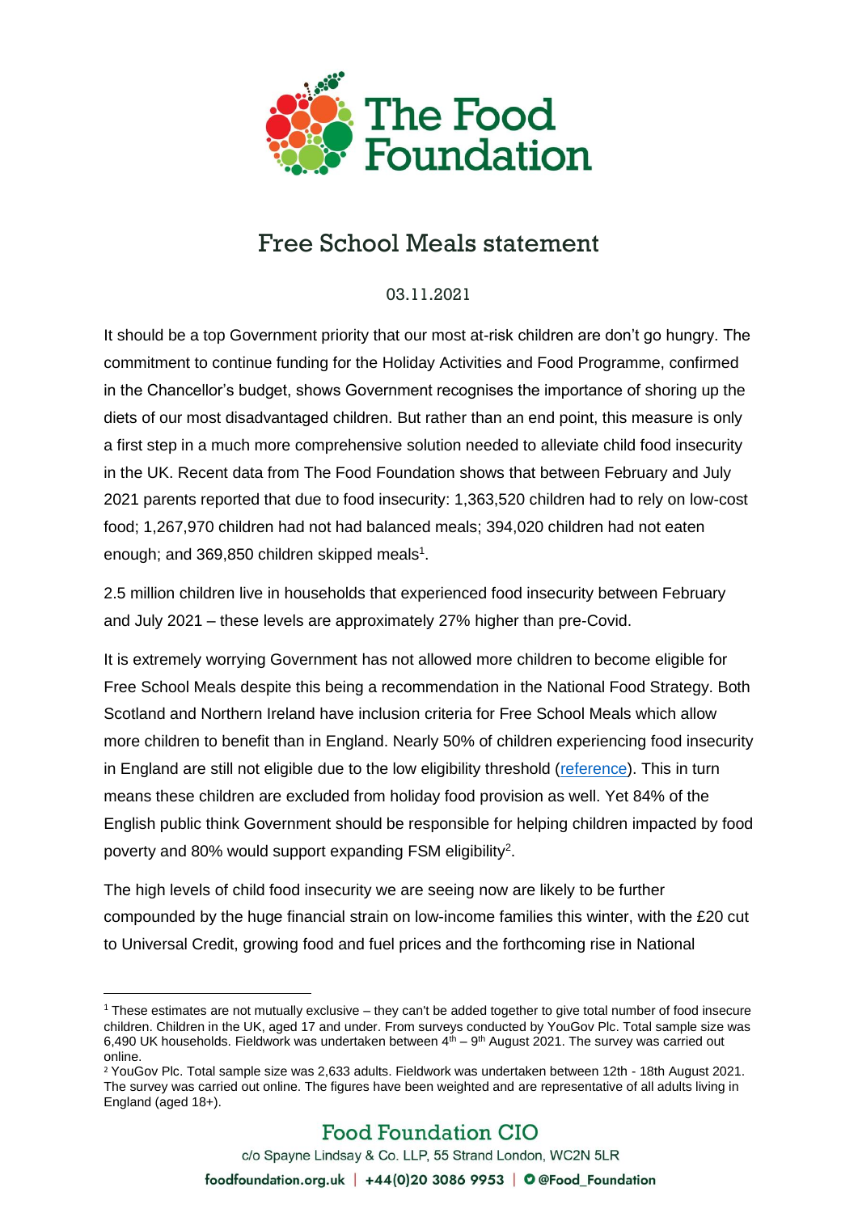# Free School Meals statement

03.11.2021

It should be a top Government priority that our most at-risk children are don't go hungry. The commitment to continue funding for the Holiday Activities and Food Programme, confirmed in the Chancellor's budget, shows Government recognises the importance of shoring up the diets of our most disadvantaged children. But rather than an end point, this measure is only a first step in a much more comprehensive solution needed to alleviate child food insecurity in the UK. Recent data from The Food Foundation shows that between February and July 2021 parents reported that due to food insecurity: 1,363,520 children had to rely on low-cost food; 1,267,970 children had not had balanced meals; 394,020 children had not eaten enough; and 369,850 children skipped meals[1].

2.5 million children live in households that experienced food insecurity between February and July 2021 – these levels are approximately 27% higher than pre-Covid.

It is extremely worrying Government has not allowed more children to become eligible for Free School Meals despite this being a recommendation in the National Food Strategy. Both Scotland and Northern Ireland have inclusion criteria for Free School Meals which allow more children to benefit than in England. Nearly 50% of children experiencing food insecurity in England are still not eligible due to the low eligibility threshold (reference). This in turn means these children are excluded from holiday food provision as well. Yet 84% of the English public think Government should be responsible for helping children impacted by food poverty and 80% would support expanding FSM eligibility[2].

The high levels of child food insecurity we are seeing now are likely to be further compounded by the huge financial strain on low-income families this winter, with the £20 cut to Universal Credit, growing food and fuel prices and the forthcoming rise in National

---

[1] These estimates are not mutually exclusive – they can't be added together to give total number of food insecure children. Children in the UK, aged 17 and under. From surveys conducted by YouGov Plc. Total sample size was 6,490 UK households. Fieldwork was undertaken between 4th – 9th August 2021. The survey was carried out online.

[2] YouGov Plc. Total sample size was 2,633 adults. Fieldwork was undertaken between 12th - 18th August 2021. The survey was carried out online. The figures have been weighted and are representative of all adults living in England (aged 18+).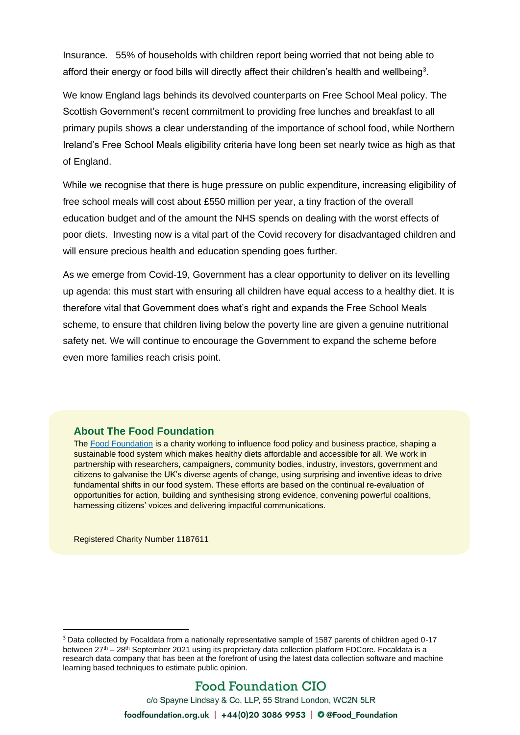Insurance. 55% of households with children report being worried that not being able to afford their energy or food bills will directly affect their children's health and wellbeing[3].

We know England lags behinds its devolved counterparts on Free School Meal policy. The Scottish Government's recent commitment to providing free lunches and breakfast to all primary pupils shows a clear understanding of the importance of school food, while Northern Ireland's Free School Meals eligibility criteria have long been set nearly twice as high as that of England.

While we recognise that there is huge pressure on public expenditure, increasing eligibility of free school meals will cost about £550 million per year, a tiny fraction of the overall education budget and of the amount the NHS spends on dealing with the worst effects of poor diets. Investing now is a vital part of the Covid recovery for disadvantaged children and will ensure precious health and education spending goes further.

As we emerge from Covid-19, Government has a clear opportunity to deliver on its levelling up agenda: this must start with ensuring all children have equal access to a healthy diet. It is therefore vital that Government does what's right and expands the Free School Meals scheme, to ensure that children living below the poverty line are given a genuine nutritional safety net. We will continue to encourage the Government to expand the scheme before even more families reach crisis point.

## About The Food Foundation

The Food Foundation is a charity working to influence food policy and business practice, shaping a sustainable food system which makes healthy diets affordable and accessible for all. We work in partnership with researchers, campaigners, community bodies, industry, investors, government and citizens to galvanise the UK's diverse agents of change, using surprising and inventive ideas to drive fundamental shifts in our food system. These efforts are based on the continual re-evaluation of opportunities for action, building and synthesising strong evidence, convening powerful coalitions, harnessing citizens' voices and delivering impactful communications.

Registered Charity Number 1187611

[3] Data collected by Focaldata from a nationally representative sample of 1587 parents of children aged 0-17 between 27th – 28th September 2021 using its proprietary data collection platform FDCore. Focaldata is a research data company that has been at the forefront of using the latest data collection software and machine learning based techniques to estimate public opinion.

Food Foundation CIO

c/o Spayne Lindsay & Co. LLP, 55 Strand London, WC2N 5LR

foodfoundation.org.uk | +44(0)20 3086 9953 | @Food_Foundation